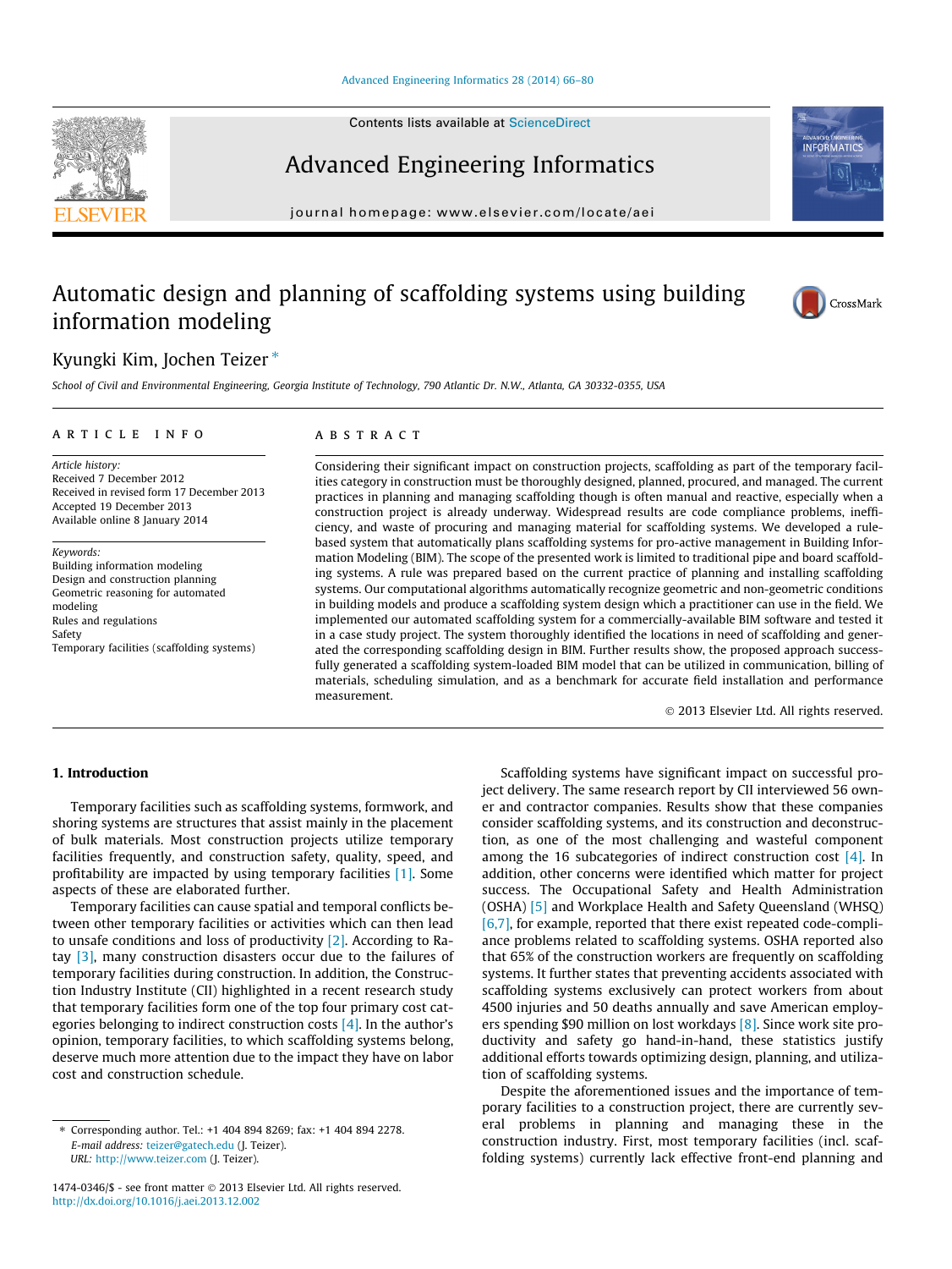# Automatic design and planning of scaffolding systems using building information modeling

Kyungki Kim, Jochen Teizer *

School of Civil and Environmental Engineering, Georgia Institute of Technology, 790 Atlantic Dr. N.W., Atlanta, GA 30332-0355, USA

## ARTICLE INFO

*Article history:*
Received 7 December 2012
Received in revised form 17 December 2013
Accepted 19 December 2013
Available online 8 January 2014

*Keywords:*
Building information modeling
Design and construction planning
Geometric reasoning for automated modeling
Rules and regulations
Safety
Temporary facilities (scaffolding systems)

## ABSTRACT

Considering their significant impact on construction projects, scaffolding as part of the temporary facilities category in construction must be thoroughly designed, planned, procured, and managed. The current practices in planning and managing scaffolding though is often manual and reactive, especially when a construction project is already underway. Widespread results are code compliance problems, inefficiency, and waste of procuring and managing material for scaffolding systems. We developed a rule-based system that automatically plans scaffolding systems for pro-active management in Building Information Modeling (BIM). The scope of the presented work is limited to traditional pipe and board scaffolding systems. A rule was prepared based on the current practice of planning and installing scaffolding systems. Our computational algorithms automatically recognize geometric and non-geometric conditions in building models and produce a scaffolding system design which a practitioner can use in the field. We implemented our automated scaffolding system for a commercially-available BIM software and tested it in a case study project. The system thoroughly identified the locations in need of scaffolding and generated the corresponding scaffolding design in BIM. Further results show, the proposed approach successfully generated a scaffolding system-loaded BIM model that can be utilized in communication, billing of materials, scheduling simulation, and as a benchmark for accurate field installation and performance measurement.

© 2013 Elsevier Ltd. All rights reserved.

## 1. Introduction

Temporary facilities such as scaffolding systems, formwork, and shoring systems are structures that assist mainly in the placement of bulk materials. Most construction projects utilize temporary facilities frequently, and construction safety, quality, speed, and profitability are impacted by using temporary facilities [1]. Some aspects of these are elaborated further.

Temporary facilities can cause spatial and temporal conflicts between other temporary facilities or activities which can then lead to unsafe conditions and loss of productivity [2]. According to Ratay [3], many construction disasters occur due to the failures of temporary facilities during construction. In addition, the Construction Industry Institute (CII) highlighted in a recent research study that temporary facilities form one of the top four primary cost categories belonging to indirect construction costs [4]. In the author's opinion, temporary facilities, to which scaffolding systems belong, deserve much more attention due to the impact they have on labor cost and construction schedule.

Scaffolding systems have significant impact on successful project delivery. The same research report by CII interviewed 56 owner and contractor companies. Results show that these companies consider scaffolding systems, and its construction and deconstruction, as one of the most challenging and wasteful component among the 16 subcategories of indirect construction cost [4]. In addition, other concerns were identified which matter for project success. The Occupational Safety and Health Administration (OSHA) [5] and Workplace Health and Safety Queensland (WHSQ) [6,7], for example, reported that there exist repeated code-compliance problems related to scaffolding systems. OSHA reported also that 65% of the construction workers are frequently on scaffolding systems. It further states that preventing accidents associated with scaffolding systems exclusively can protect workers from about 4500 injuries and 50 deaths annually and save American employers spending $90 million on lost workdays [8]. Since work site productivity and safety go hand-in-hand, these statistics justify additional efforts towards optimizing design, planning, and utilization of scaffolding systems.

Despite the aforementioned issues and the importance of temporary facilities to a construction project, there are currently several problems in planning and managing these in the construction industry. First, most temporary facilities (incl. scaffolding systems) currently lack effective front-end planning and

* Corresponding author. Tel.: +1 404 894 8269; fax: +1 404 894 2278.
E-mail address: teizer@gatech.edu (J. Teizer).
URL: http://www.teizer.com (J. Teizer).

1474-0346/$ - see front matter © 2013 Elsevier Ltd. All rights reserved.
http://dx.doi.org/10.1016/j.aei.2013.12.002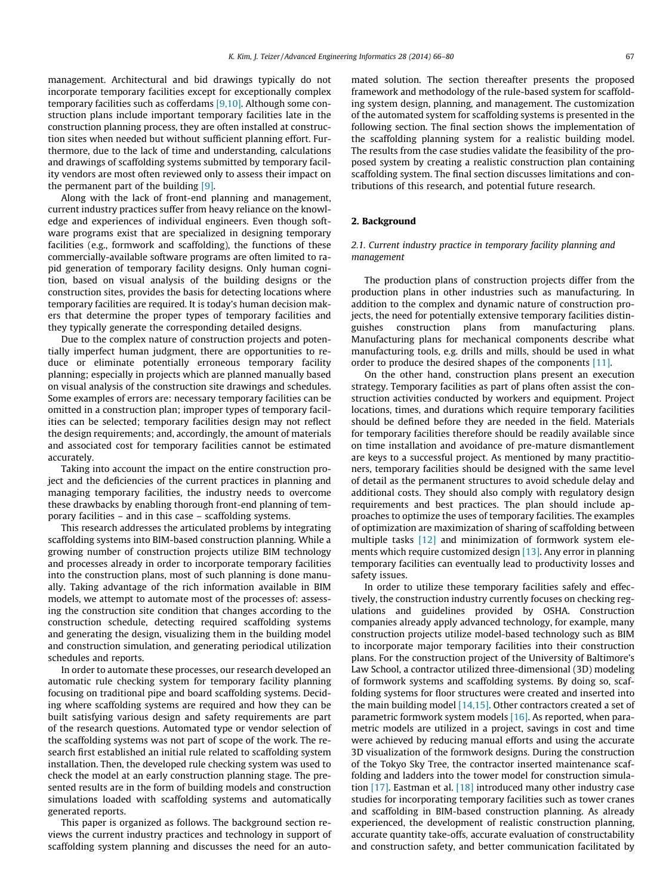management. Architectural and bid drawings typically do not incorporate temporary facilities except for exceptionally complex temporary facilities such as cofferdams [9,10]. Although some construction plans include important temporary facilities late in the construction planning process, they are often installed at construction sites when needed but without sufficient planning effort. Furthermore, due to the lack of time and understanding, calculations and drawings of scaffolding systems submitted by temporary facility vendors are most often reviewed only to assess their impact on the permanent part of the building [9].

Along with the lack of front-end planning and management, current industry practices suffer from heavy reliance on the knowledge and experiences of individual engineers. Even though software programs exist that are specialized in designing temporary facilities (e.g., formwork and scaffolding), the functions of these commercially-available software programs are often limited to rapid generation of temporary facility designs. Only human cognition, based on visual analysis of the building designs or the construction sites, provides the basis for detecting locations where temporary facilities are required. It is today's human decision makers that determine the proper types of temporary facilities and they typically generate the corresponding detailed designs.

Due to the complex nature of construction projects and potentially imperfect human judgment, there are opportunities to reduce or eliminate potentially erroneous temporary facility planning; especially in projects which are planned manually based on visual analysis of the construction site drawings and schedules. Some examples of errors are: necessary temporary facilities can be omitted in a construction plan; improper types of temporary facilities can be selected; temporary facilities design may not reflect the design requirements; and, accordingly, the amount of materials and associated cost for temporary facilities cannot be estimated accurately.

Taking into account the impact on the entire construction project and the deficiencies of the current practices in planning and managing temporary facilities, the industry needs to overcome these drawbacks by enabling thorough front-end planning of temporary facilities – and in this case – scaffolding systems.

This research addresses the articulated problems by integrating scaffolding systems into BIM-based construction planning. While a growing number of construction projects utilize BIM technology and processes already in order to incorporate temporary facilities into the construction plans, most of such planning is done manually. Taking advantage of the rich information available in BIM models, we attempt to automate most of the processes of: assessing the construction site condition that changes according to the construction schedule, detecting required scaffolding systems and generating the design, visualizing them in the building model and construction simulation, and generating periodical utilization schedules and reports.

In order to automate these processes, our research developed an automatic rule checking system for temporary facility planning focusing on traditional pipe and board scaffolding systems. Deciding where scaffolding systems are required and how they can be built satisfying various design and safety requirements are part of the research questions. Automated type or vendor selection of the scaffolding systems was not part of scope of the work. The research first established an initial rule related to scaffolding system installation. Then, the developed rule checking system was used to check the model at an early construction planning stage. The presented results are in the form of building models and construction simulations loaded with scaffolding systems and automatically generated reports.

This paper is organized as follows. The background section reviews the current industry practices and technology in support of scaffolding system planning and discusses the need for an automated solution. The section thereafter presents the proposed framework and methodology of the rule-based system for scaffolding system design, planning, and management. The customization of the automated system for scaffolding systems is presented in the following section. The final section shows the implementation of the scaffolding planning system for a realistic building model. The results from the case studies validate the feasibility of the proposed system by creating a realistic construction plan containing scaffolding system. The final section discusses limitations and contributions of this research, and potential future research.

## 2. Background

### 2.1. Current industry practice in temporary facility planning and management

The production plans of construction projects differ from the production plans in other industries such as manufacturing. In addition to the complex and dynamic nature of construction projects, the need for potentially extensive temporary facilities distinguishes construction plans from manufacturing plans. Manufacturing plans for mechanical components describe what manufacturing tools, e.g. drills and mills, should be used in what order to produce the desired shapes of the components [11].

On the other hand, construction plans present an execution strategy. Temporary facilities as part of plans often assist the construction activities conducted by workers and equipment. Project locations, times, and durations which require temporary facilities should be defined before they are needed in the field. Materials for temporary facilities therefore should be readily available since on time installation and avoidance of pre-mature dismantlement are keys to a successful project. As mentioned by many practitioners, temporary facilities should be designed with the same level of detail as the permanent structures to avoid schedule delay and additional costs. They should also comply with regulatory design requirements and best practices. The plan should include approaches to optimize the uses of temporary facilities. The examples of optimization are maximization of sharing of scaffolding between multiple tasks [12] and minimization of formwork system elements which require customized design [13]. Any error in planning temporary facilities can eventually lead to productivity losses and safety issues.

In order to utilize these temporary facilities safely and effectively, the construction industry currently focuses on checking regulations and guidelines provided by OSHA. Construction companies already apply advanced technology, for example, many construction projects utilize model-based technology such as BIM to incorporate major temporary facilities into their construction plans. For the construction project of the University of Baltimore's Law School, a contractor utilized three-dimensional (3D) modeling of formwork systems and scaffolding systems. By doing so, scaffolding systems for floor structures were created and inserted into the main building model [14,15]. Other contractors created a set of parametric formwork system models [16]. As reported, when parametric models are utilized in a project, savings in cost and time were achieved by reducing manual efforts and using the accurate 3D visualization of the formwork designs. During the construction of the Tokyo Sky Tree, the contractor inserted maintenance scaffolding and ladders into the tower model for construction simulation [17]. Eastman et al. [18] introduced many other industry case studies for incorporating temporary facilities such as tower cranes and scaffolding in BIM-based construction planning. As already experienced, the development of realistic construction planning, accurate quantity take-offs, accurate evaluation of constructability and construction safety, and better communication facilitated by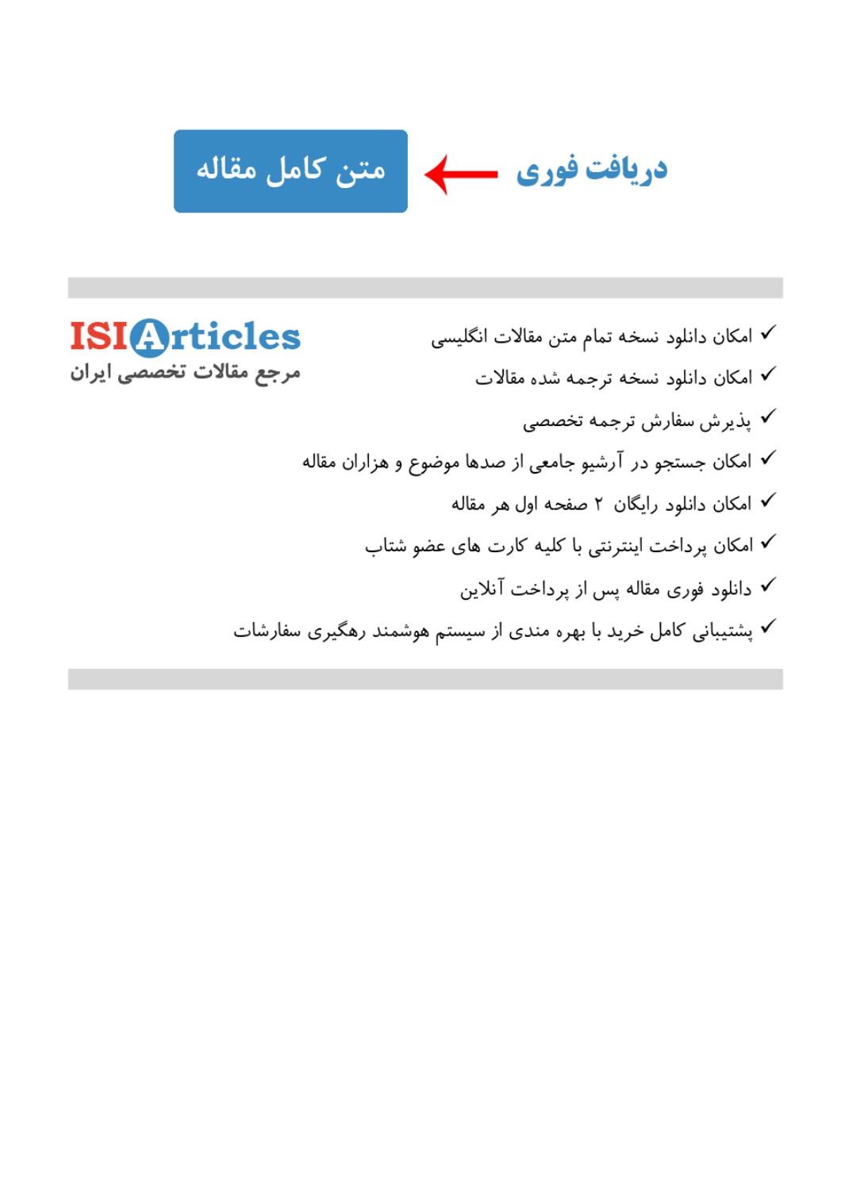دریافت فوری ← متن کامل مقاله

**ISIArticles**
مرجع مقالات تخصصی ایران

- ✓ امکان دانلود نسخه تمام متن مقالات انگلیسی
- ✓ امکان دانلود نسخه ترجمه شده مقالات
- ✓ پذیرش سفارش ترجمه تخصصی
- ✓ امکان جستجو در آرشیو جامعی از صدها موضوع و هزاران مقاله
- ✓ امکان دانلود رایگان ۲ صفحه اول هر مقاله
- ✓ امکان پرداخت اینترنتی با کلیه کارت های عضو شتاب
- ✓ دانلود فوری مقاله پس از پرداخت آنلاین
- ✓ پشتیبانی کامل خرید با بهره مندی از سیستم هوشمند رهگیری سفارشات